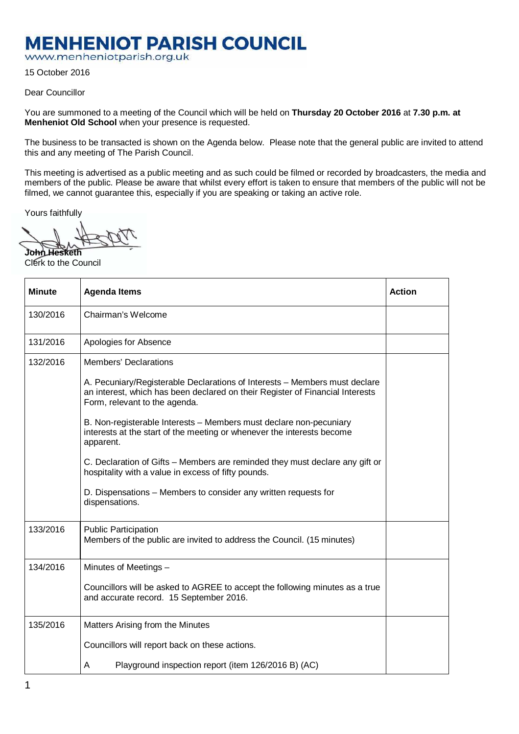# MENHENIOT PARISH COUNCIL

www.menheniotparish.org.uk

15 October 2016

Dear Councillor

You are summoned to a meeting of the Council which will be held on **Thursday 20 October 2016** at **7.30 p.m. at Menheniot Old School** when your presence is requested.

The business to be transacted is shown on the Agenda below. Please note that the general public are invited to attend this and any meeting of The Parish Council.

This meeting is advertised as a public meeting and as such could be filmed or recorded by broadcasters, the media and members of the public. Please be aware that whilst every effort is taken to ensure that members of the public will not be filmed, we cannot guarantee this, especially if you are speaking or taking an active role.

Yours faithfully

**John Hesketh**
Clerk to the Council

| Minute | Agenda Items | Action |
|---|---|---|
| 130/2016 | Chairman's Welcome | |
| 131/2016 | Apologies for Absence | |
| 132/2016 | Members' Declarations<br><br>A. Pecuniary/Registerable Declarations of Interests – Members must declare an interest, which has been declared on their Register of Financial Interests Form, relevant to the agenda.<br><br>B. Non-registerable Interests – Members must declare non-pecuniary interests at the start of the meeting or whenever the interests become apparent.<br><br>C. Declaration of Gifts – Members are reminded they must declare any gift or hospitality with a value in excess of fifty pounds.<br><br>D. Dispensations – Members to consider any written requests for dispensations. | |
| 133/2016 | Public Participation<br>Members of the public are invited to address the Council. (15 minutes) | |
| 134/2016 | Minutes of Meetings –<br><br>Councillors will be asked to AGREE to accept the following minutes as a true and accurate record. 15 September 2016. | |
| 135/2016 | Matters Arising from the Minutes<br><br>Councillors will report back on these actions.<br><br>A Playground inspection report (item 126/2016 B) (AC) | |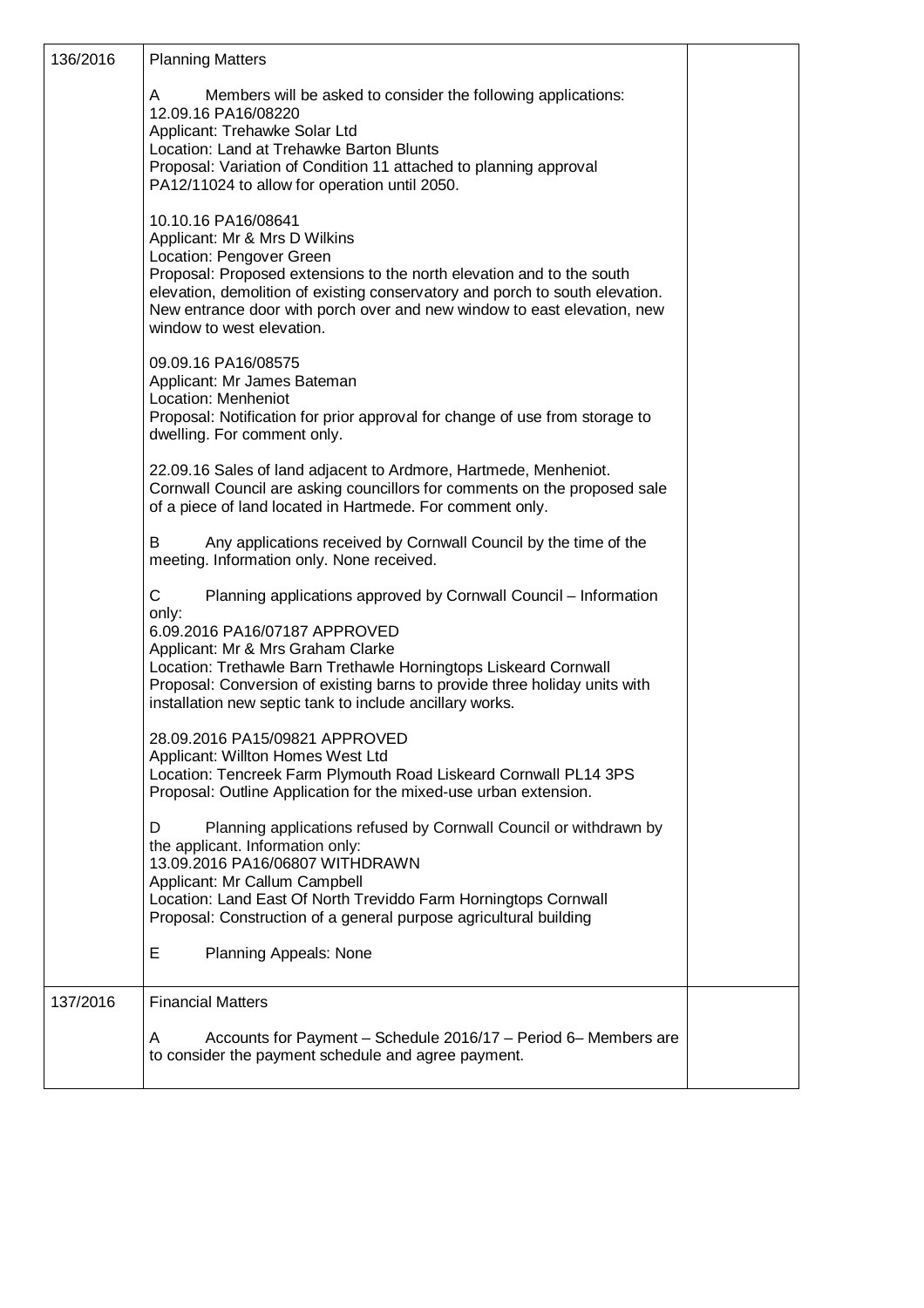| | | |
|---|---|---|
| 136/2016 | Planning Matters<br><br>A Members will be asked to consider the following applications:<br>12.09.16 PA16/08220<br>Applicant: Trehawke Solar Ltd<br>Location: Land at Trehawke Barton Blunts<br>Proposal: Variation of Condition 11 attached to planning approval PA12/11024 to allow for operation until 2050.<br><br>10.10.16 PA16/08641<br>Applicant: Mr & Mrs D Wilkins<br>Location: Pengover Green<br>Proposal: Proposed extensions to the north elevation and to the south elevation, demolition of existing conservatory and porch to south elevation. New entrance door with porch over and new window to east elevation, new window to west elevation.<br><br>09.09.16 PA16/08575<br>Applicant: Mr James Bateman<br>Location: Menheniot<br>Proposal: Notification for prior approval for change of use from storage to dwelling. For comment only.<br><br>22.09.16 Sales of land adjacent to Ardmore, Hartmede, Menheniot. Cornwall Council are asking councillors for comments on the proposed sale of a piece of land located in Hartmede. For comment only.<br><br>B Any applications received by Cornwall Council by the time of the meeting. Information only. None received.<br><br>C Planning applications approved by Cornwall Council – Information only:<br>6.09.2016 PA16/07187 APPROVED<br>Applicant: Mr & Mrs Graham Clarke<br>Location: Trethawle Barn Trethawle Horningtops Liskeard Cornwall<br>Proposal: Conversion of existing barns to provide three holiday units with installation new septic tank to include ancillary works.<br><br>28.09.2016 PA15/09821 APPROVED<br>Applicant: Willton Homes West Ltd<br>Location: Tencreek Farm Plymouth Road Liskeard Cornwall PL14 3PS<br>Proposal: Outline Application for the mixed-use urban extension.<br><br>D Planning applications refused by Cornwall Council or withdrawn by the applicant. Information only:<br>13.09.2016 PA16/06807 WITHDRAWN<br>Applicant: Mr Callum Campbell<br>Location: Land East Of North Treviddo Farm Horningtops Cornwall<br>Proposal: Construction of a general purpose agricultural building<br><br>E Planning Appeals: None | |
| 137/2016 | Financial Matters<br><br>A Accounts for Payment – Schedule 2016/17 – Period 6– Members are to consider the payment schedule and agree payment. | |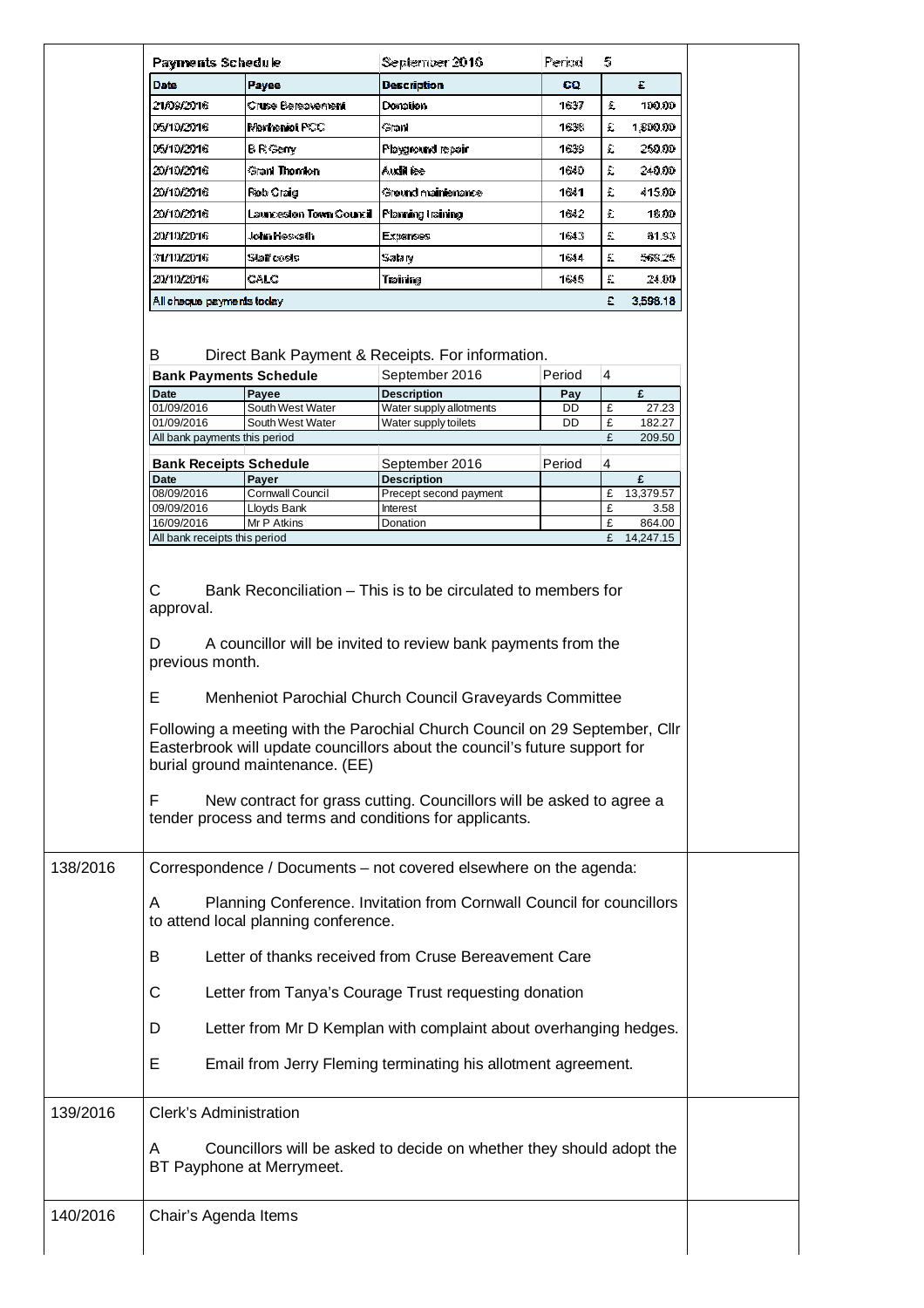| Payments Schedule | | September 2016 | Period | 5 |
|---|---|---|---|---|
| Date | Payee | Description | CQ | £ |
| 21/09/2016 | Cruse Bereavement | Donation | 1637 | £ 100.00 |
| 05/10/2016 | Menheniot PCC | Grant | 1638 | £ 1,800.00 |
| 05/10/2016 | B R Gerry | Playground repair | 1639 | £ 250.00 |
| 20/10/2016 | Grant Thornton | Audit fee | 1640 | £ 240.00 |
| 20/10/2016 | Rob Craig | Ground maintenance | 1641 | £ 415.00 |
| 20/10/2016 | Launceston Town Council | Planning training | 1642 | £ 18.00 |
| 20/10/2016 | John Hesketh | Expenses | 1643 | £ 81.93 |
| 31/10/2016 | Staff costs | Salary | 1644 | £ 569.25 |
| 20/10/2016 | CALC | Training | 1645 | £ 24.00 |
| All cheque payments today | | | | £ 3,598.18 |

B Direct Bank Payment & Receipts. For information.

| Bank Payments Schedule | | September 2016 | Period | 4 |
|---|---|---|---|---|
| Date | Payee | Description | Pay | £ |
| 01/09/2016 | South West Water | Water supply allotments | DD | £ 27.23 |
| 01/09/2016 | South West Water | Water supply toilets | DD | £ 182.27 |
| All bank payments this period | | | | £ 209.50 |

| Bank Receipts Schedule | | September 2016 | Period | 4 |
|---|---|---|---|---|
| Date | Payer | Description | | £ |
| 08/09/2016 | Cornwall Council | Precept second payment | | £ 13,379.57 |
| 09/09/2016 | Lloyds Bank | Interest | | £ 3.58 |
| 16/09/2016 | Mr P Atkins | Donation | | £ 864.00 |
| All bank receipts this period | | | | £ 14,247.15 |

C Bank Reconciliation – This is to be circulated to members for approval.

D A councillor will be invited to review bank payments from the previous month.

E Menheniot Parochial Church Council Graveyards Committee

Following a meeting with the Parochial Church Council on 29 September, Cllr Easterbrook will update councillors about the council's future support for burial ground maintenance. (EE)

F New contract for grass cutting. Councillors will be asked to agree a tender process and terms and conditions for applicants.

**138/2016** Correspondence / Documents – not covered elsewhere on the agenda:

A Planning Conference. Invitation from Cornwall Council for councillors to attend local planning conference.

B Letter of thanks received from Cruse Bereavement Care

C Letter from Tanya's Courage Trust requesting donation

D Letter from Mr D Kemplan with complaint about overhanging hedges.

E Email from Jerry Fleming terminating his allotment agreement.

**139/2016** Clerk's Administration

A Councillors will be asked to decide on whether they should adopt the BT Payphone at Merrymeet.

**140/2016** Chair's Agenda Items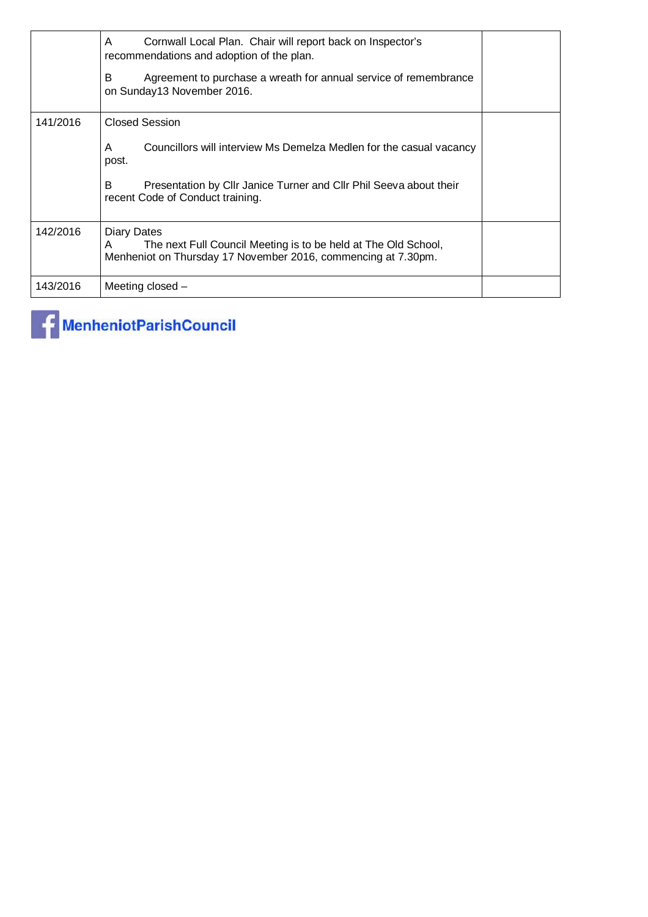| | | |
|---|---|---|
| | A Cornwall Local Plan. Chair will report back on Inspector's recommendations and adoption of the plan.<br><br>B Agreement to purchase a wreath for annual service of remembrance on Sunday13 November 2016. | |
| 141/2016 | Closed Session<br><br>A Councillors will interview Ms Demelza Medlen for the casual vacancy post.<br><br>B Presentation by Cllr Janice Turner and Cllr Phil Seeva about their recent Code of Conduct training. | |
| 142/2016 | Diary Dates<br>A The next Full Council Meeting is to be held at The Old School, Menheniot on Thursday 17 November 2016, commencing at 7.30pm. | |
| 143/2016 | Meeting closed – | |

MenheniotParishCouncil